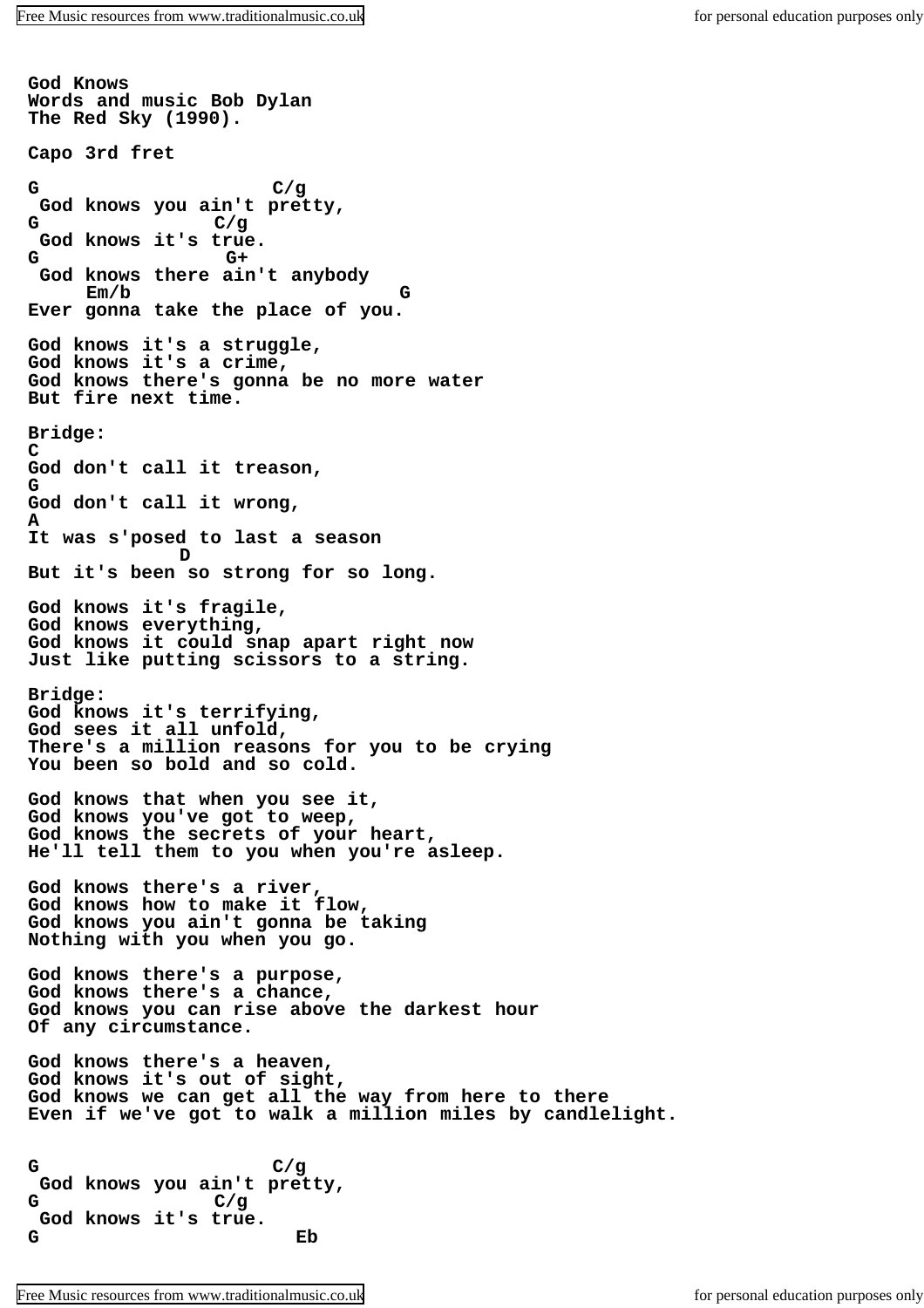**God Knows**
**Words and music Bob Dylan**
**The Red Sky (1990).**

**Capo 3rd fret**

```
G                    C/g
 God knows you ain't pretty,
G               C/g
 God knows it's true.
G                G+
 God knows there ain't anybody
    Em/b                       G
Ever gonna take the place of you.

God knows it's a struggle,
God knows it's a crime,
God knows there's gonna be no more water
But fire next time.

Bridge:
C
God don't call it treason,
G
God don't call it wrong,
A
It was s'posed to last a season
             D
But it's been so strong for so long.

God knows it's fragile,
God knows everything,
God knows it could snap apart right now
Just like putting scissors to a string.

Bridge:
God knows it's terrifying,
God sees it all unfold,
There's a million reasons for you to be crying
You been so bold and so cold.

God knows that when you see it,
God knows you've got to weep,
God knows the secrets of your heart,
He'll tell them to you when you're asleep.

God knows there's a river,
God knows how to make it flow,
God knows you ain't gonna be taking
Nothing with you when you go.

God knows there's a purpose,
God knows there's a chance,
God knows you can rise above the darkest hour
Of any circumstance.

God knows there's a heaven,
God knows it's out of sight,
God knows we can get all the way from here to there
Even if we've got to walk a million miles by candlelight.


G                    C/g
 God knows you ain't pretty,
G               C/g
 God knows it's true.
G                        Eb
```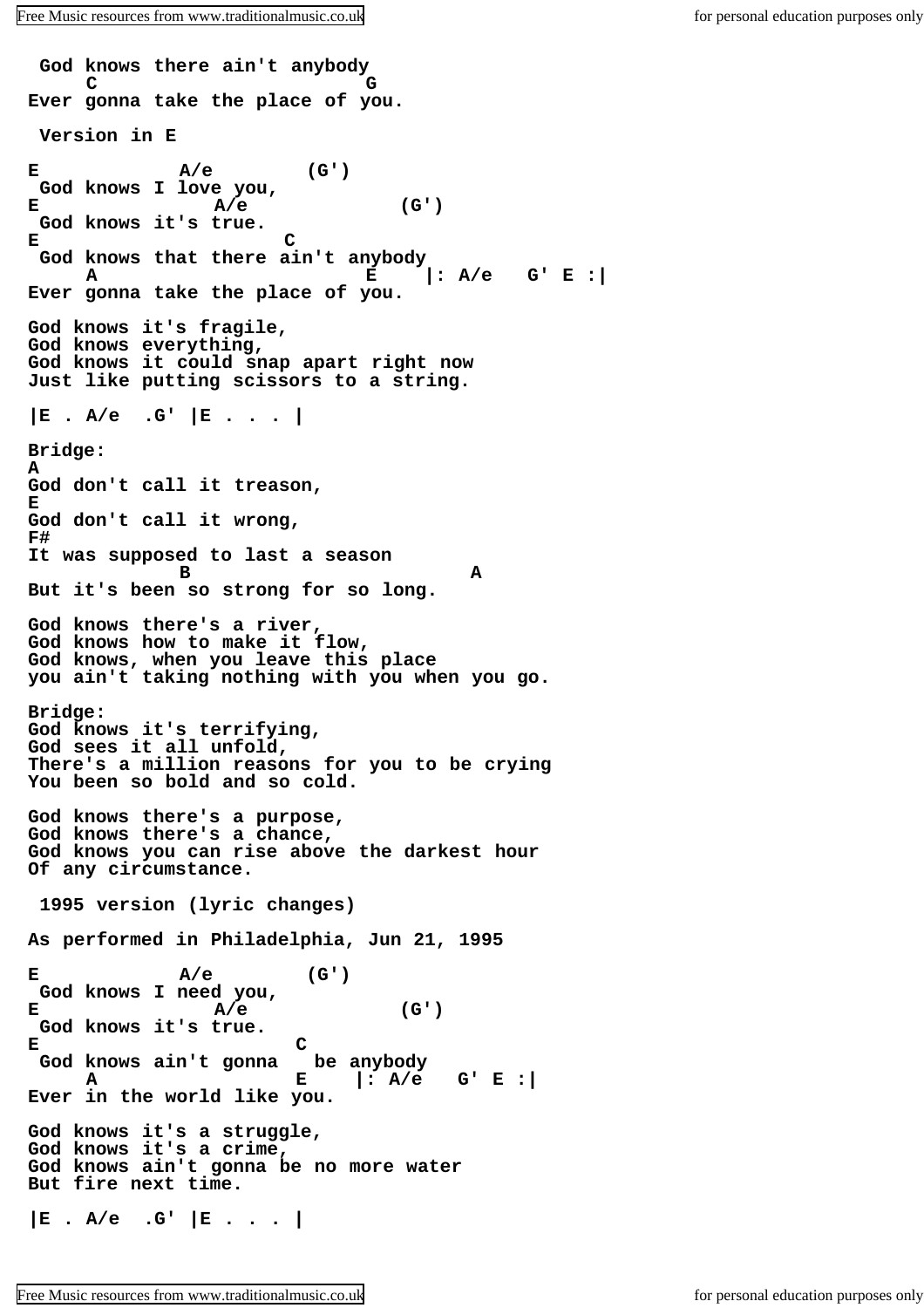```
 God knows there ain't anybody
     C                        G
Ever gonna take the place of you.

 Version in E

E            A/e        (G')
 God knows I love you,
E               A/e             (G')
 God knows it's true.
E                         C
 God knows that there ain't anybody
     A                        E    |: A/e   G' E :|
Ever gonna take the place of you.

God knows it's fragile,
God knows everything,
God knows it could snap apart right now
Just like putting scissors to a string.

|E . A/e  .G' |E . . . |

Bridge:
A
God don't call it treason,
E
God don't call it wrong,
F#
It was supposed to last a season
             B                         A
But it's been so strong for so long.

God knows there's a river,
God knows how to make it flow,
God knows, when you leave this place
you ain't taking nothing with you when you go.

Bridge:
God knows it's terrifying,
God sees it all unfold,
There's a million reasons for you to be crying
You been so bold and so cold.

God knows there's a purpose,
God knows there's a chance,
God knows you can rise above the darkest hour
Of any circumstance.

 1995 version (lyric changes)

As performed in Philadelphia, Jun 21, 1995

E            A/e        (G')
 God knows I need you,
E               A/e             (G')
 God knows it's true.
E                        C
 God knows ain't gonna   be anybody
     A                  E    |: A/e   G' E :|
Ever in the world like you.

God knows it's a struggle,
God knows it's a crime,
God knows ain't gonna be no more water
But fire next time.

|E . A/e  .G' |E . . . |
```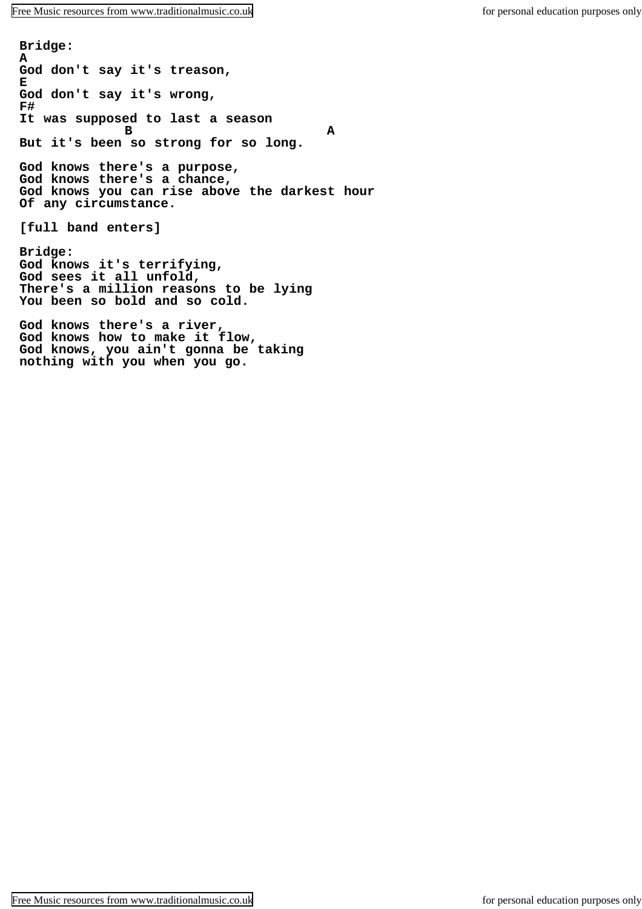```
Bridge:
A
God don't say it's treason,
E
God don't say it's wrong,
F#
It was supposed to last a season
             B                        A
But it's been so strong for so long.

God knows there's a purpose,
God knows there's a chance,
God knows you can rise above the darkest hour
Of any circumstance.

[full band enters]

Bridge:
God knows it's terrifying,
God sees it all unfold,
There's a million reasons to be lying
You been so bold and so cold.

God knows there's a river,
God knows how to make it flow,
God knows, you ain't gonna be taking
nothing with you when you go.
```